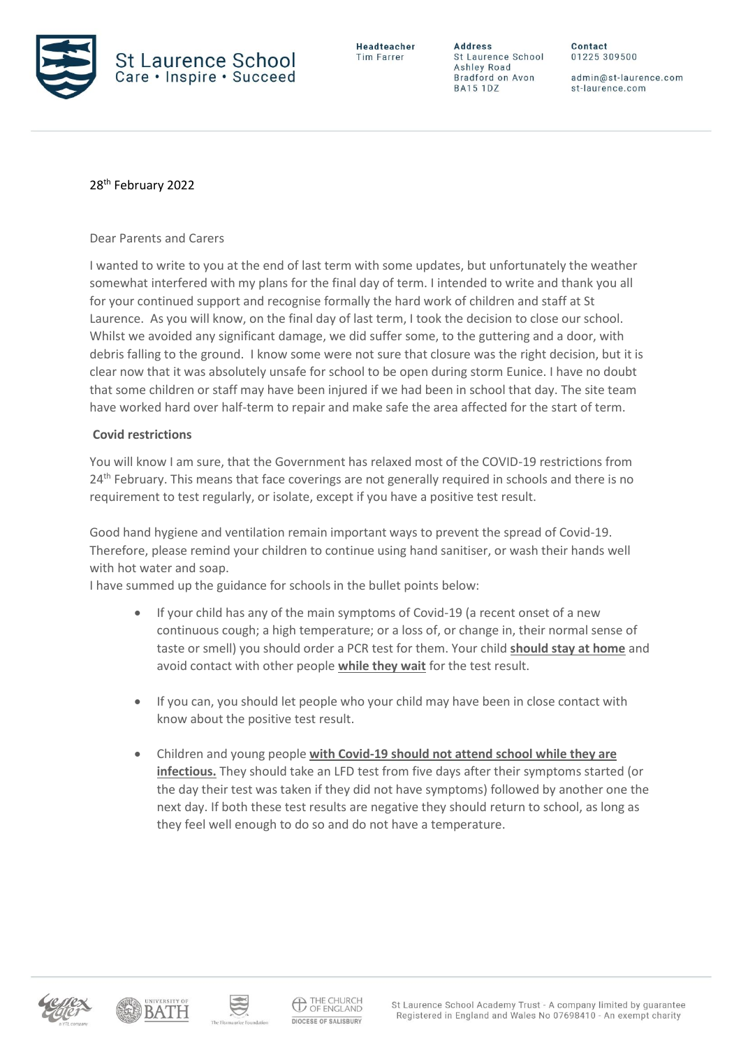**St Laurence School**
Care • Inspire • Succeed

**Headteacher**
Tim Farrer

**Address**
St Laurence School
Ashley Road
Bradford on Avon
BA15 1DZ

**Contact**
01225 309500

admin@st-laurence.com
st-laurence.com

28th February 2022

Dear Parents and Carers

I wanted to write to you at the end of last term with some updates, but unfortunately the weather somewhat interfered with my plans for the final day of term. I intended to write and thank you all for your continued support and recognise formally the hard work of children and staff at St Laurence. As you will know, on the final day of last term, I took the decision to close our school. Whilst we avoided any significant damage, we did suffer some, to the guttering and a door, with debris falling to the ground. I know some were not sure that closure was the right decision, but it is clear now that it was absolutely unsafe for school to be open during storm Eunice. I have no doubt that some children or staff may have been injured if we had been in school that day. The site team have worked hard over half-term to repair and make safe the area affected for the start of term.

**Covid restrictions**

You will know I am sure, that the Government has relaxed most of the COVID-19 restrictions from 24th February. This means that face coverings are not generally required in schools and there is no requirement to test regularly, or isolate, except if you have a positive test result.

Good hand hygiene and ventilation remain important ways to prevent the spread of Covid-19. Therefore, please remind your children to continue using hand sanitiser, or wash their hands well with hot water and soap.

I have summed up the guidance for schools in the bullet points below:

- If your child has any of the main symptoms of Covid-19 (a recent onset of a new continuous cough; a high temperature; or a loss of, or change in, their normal sense of taste or smell) you should order a PCR test for them. Your child **should stay at home** and avoid contact with other people **while they wait** for the test result.

- If you can, you should let people who your child may have been in close contact with know about the positive test result.

- Children and young people **with Covid-19 should not attend school while they are infectious.** They should take an LFD test from five days after their symptoms started (or the day their test was taken if they did not have symptoms) followed by another one the next day. If both these test results are negative they should return to school, as long as they feel well enough to do so and do not have a temperature.

St Laurence School Academy Trust - A company limited by guarantee
Registered in England and Wales No 07698410 - An exempt charity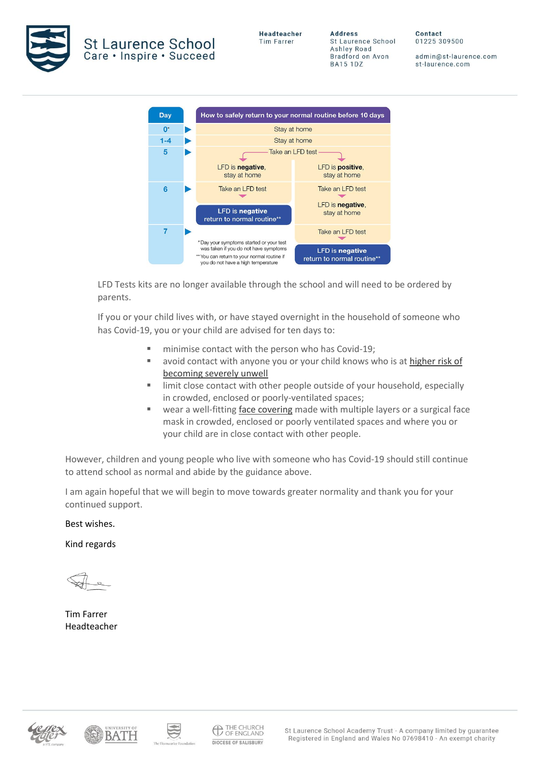St Laurence School
Care • Inspire • Succeed

**Headteacher**
Tim Farrer

**Address**
St Laurence School
Ashley Road
Bradford on Avon
BA15 1DZ

**Contact**
01225 309500

admin@st-laurence.com
st-laurence.com

| Day | How to safely return to your normal routine before 10 days | |
|---|---|---|
| 0* | Stay at home | |
| 1-4 | Stay at home | |
| 5 | Take an LFD test | |
| | LFD is **negative**, stay at home | LFD is **positive**, stay at home |
| 6 | Take an LFD test | Take an LFD test |
| | **LFD is negative** return to normal routine** | LFD is **negative**, stay at home |
| 7 | | Take an LFD test |
| | | **LFD is negative** return to normal routine** |

*Day your symptoms started or your test was taken if you do not have symptoms
**You can return to your normal routine if you do not have a high temperature

LFD Tests kits are no longer available through the school and will need to be ordered by parents.

If you or your child lives with, or have stayed overnight in the household of someone who has Covid-19, you or your child are advised for ten days to:

- minimise contact with the person who has Covid-19;
- avoid contact with anyone you or your child knows who is at higher risk of becoming severely unwell
- limit close contact with other people outside of your household, especially in crowded, enclosed or poorly-ventilated spaces;
- wear a well-fitting face covering made with multiple layers or a surgical face mask in crowded, enclosed or poorly ventilated spaces and where you or your child are in close contact with other people.

However, children and young people who live with someone who has Covid-19 should still continue to attend school as normal and abide by the guidance above.

I am again hopeful that we will begin to move towards greater normality and thank you for your continued support.

Best wishes.

Kind regards

Tim Farrer
Headteacher

St Laurence School Academy Trust - A company limited by guarantee
Registered in England and Wales No 07698410 - An exempt charity